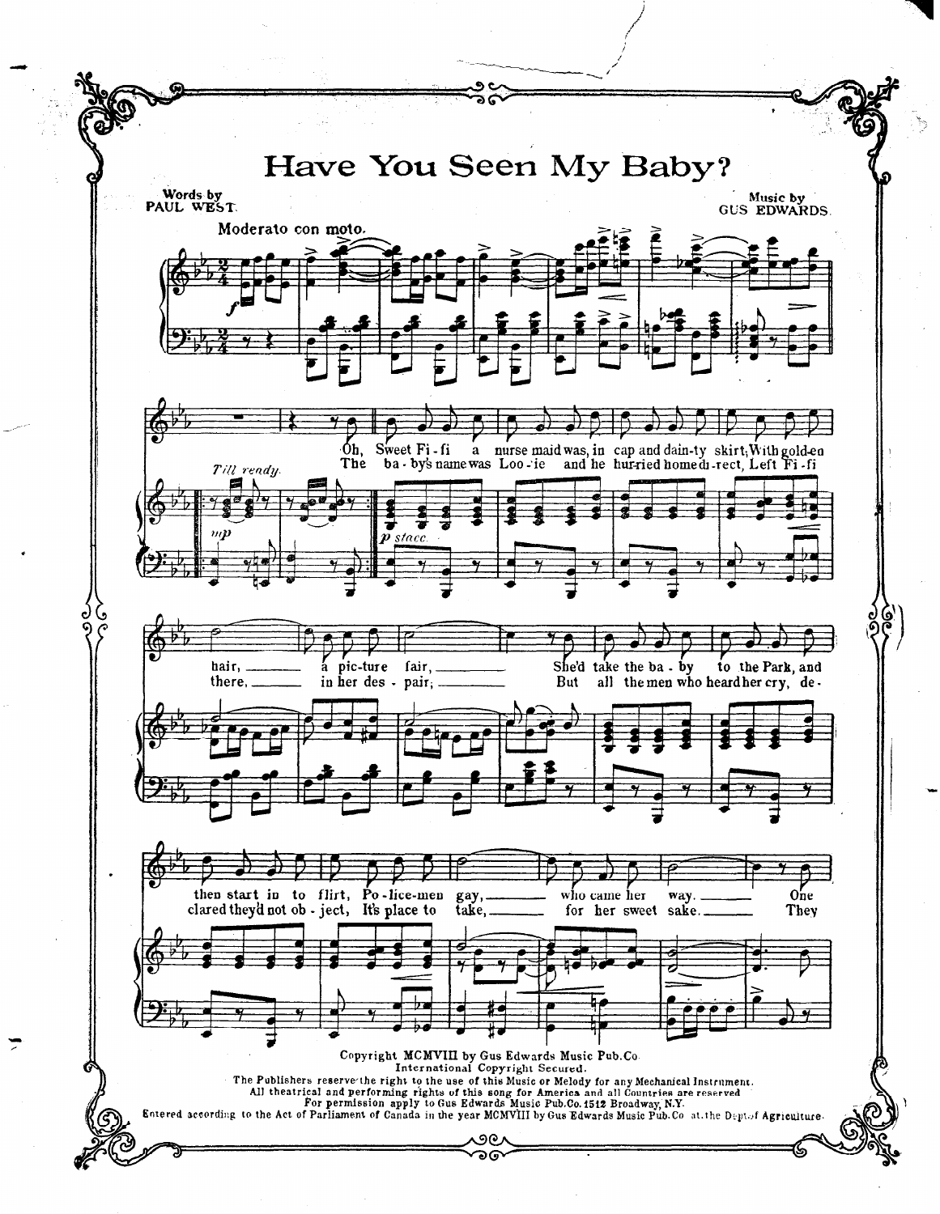# Have You Seen My Baby?

Words by
PAUL WEST.

Music by
GUS EDWARDS.

Moderato con moto.

Till ready.

Oh, Sweet Fi-fi a nurse maid was, in cap and dain-ty skirt; With gold-en hair, a pic-ture fair, She'd take the ba-by to the Park, and there then start in to flirt, Po-lice-men gay, who came her way. One

The ba-by's name was Loo-ie and he hur-ried home di-rect, Left Fi-fi there, in her des-pair; But all the men who heard her cry, de-clared they'd not ob-ject, It's place to take, for her sweet sake. They

Copyright MCMVIII by Gus Edwards Music Pub. Co.
International Copyright Secured.
The Publishers reserve the right to the use of this Music or Melody for any Mechanical Instrument.
All theatrical and performing rights of this song for America and all Countries are reserved
For permission apply to Gus Edwards Music Pub. Co. 1512 Broadway, N.Y.
Entered according to the Act of Parliament of Canada in the year MCMVIII by Gus Edwards Music Pub. Co at the Dept. of Agriculture.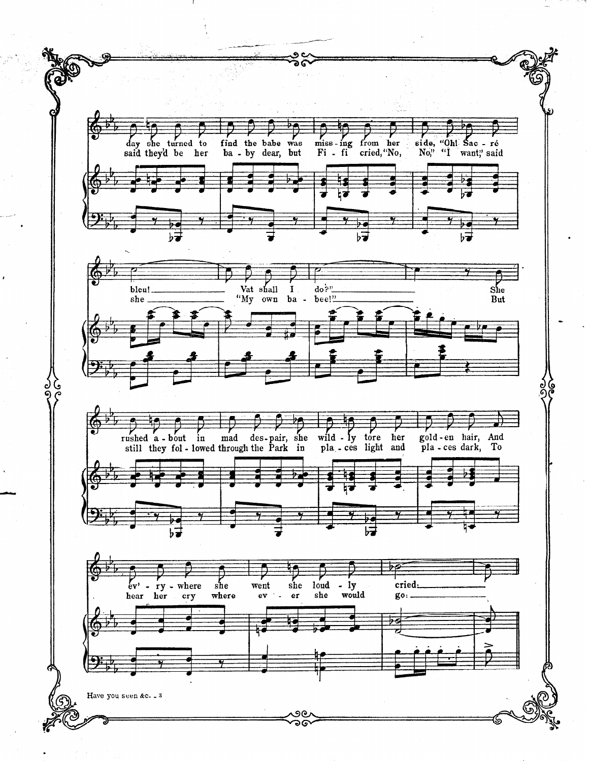day she turned to find the babe was miss - ing from her side, "Oh! Sac - ré
said they'd be her ba - by dear, but Fi - fi cried, "No, No," "I want," said

bleu! Vat shall I do?" She
she "My own ba - bee!" But

rushed a - bout in mad des - pair, she wild - ly tore her gold - en hair, And
still they fol - lowed through the Park in pla - ces light and pla - ces dark, To

ev' - ry - where she went she loud - ly cried:
hear her cry where ev - er she would go: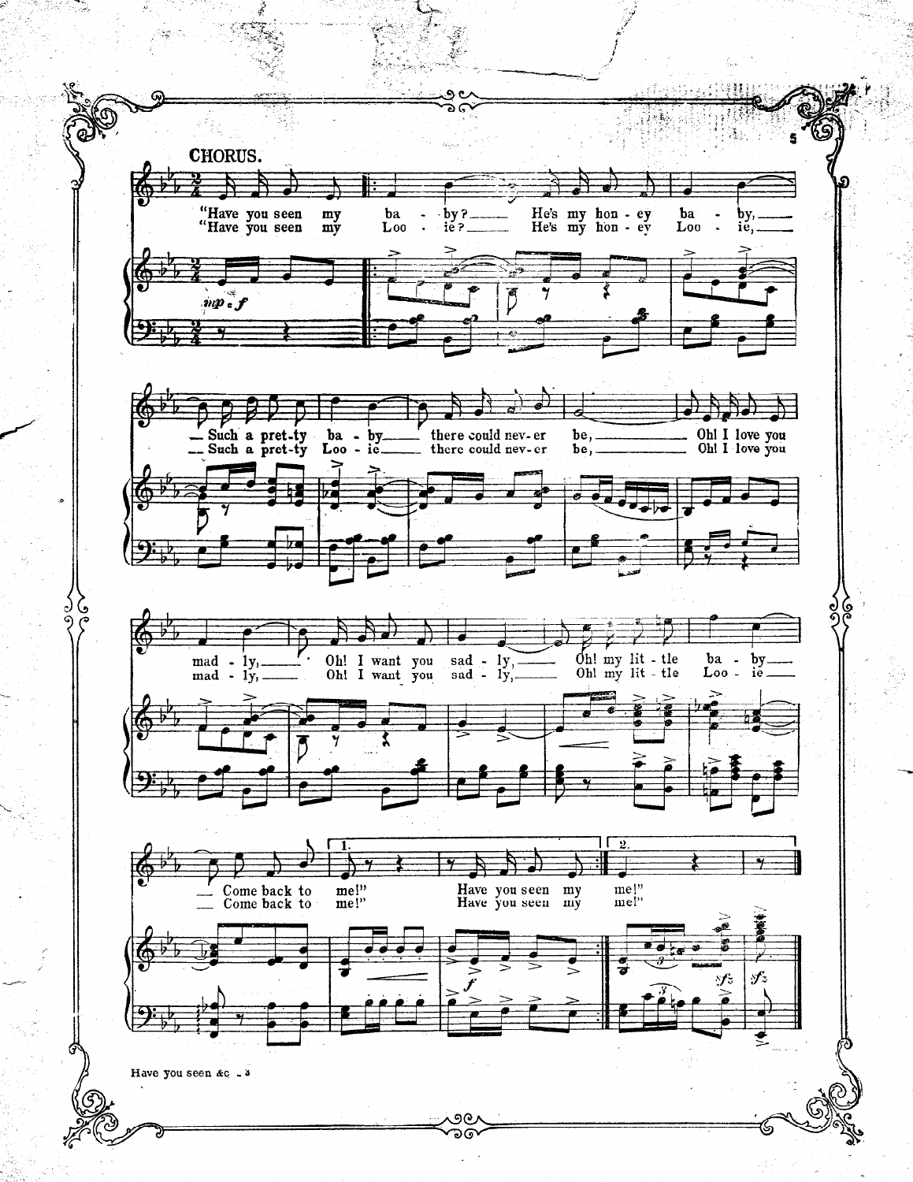## CHORUS.

"Have you seen my baby? He's my honey baby, Such a pretty baby there could never be, Oh! I love you madly, Oh! I want you sadly, Oh! my little baby Come back to me!" Have you seen my me!"

"Have you seen my Looie? He's my honey Looie, Such a pretty Looie there could never be, Oh! I love you madly, Oh! I want you sadly, Oh! my little Looie Come back to me!" Have you seen my me!"

*mp* *f* *f* *sfz* *sfz*